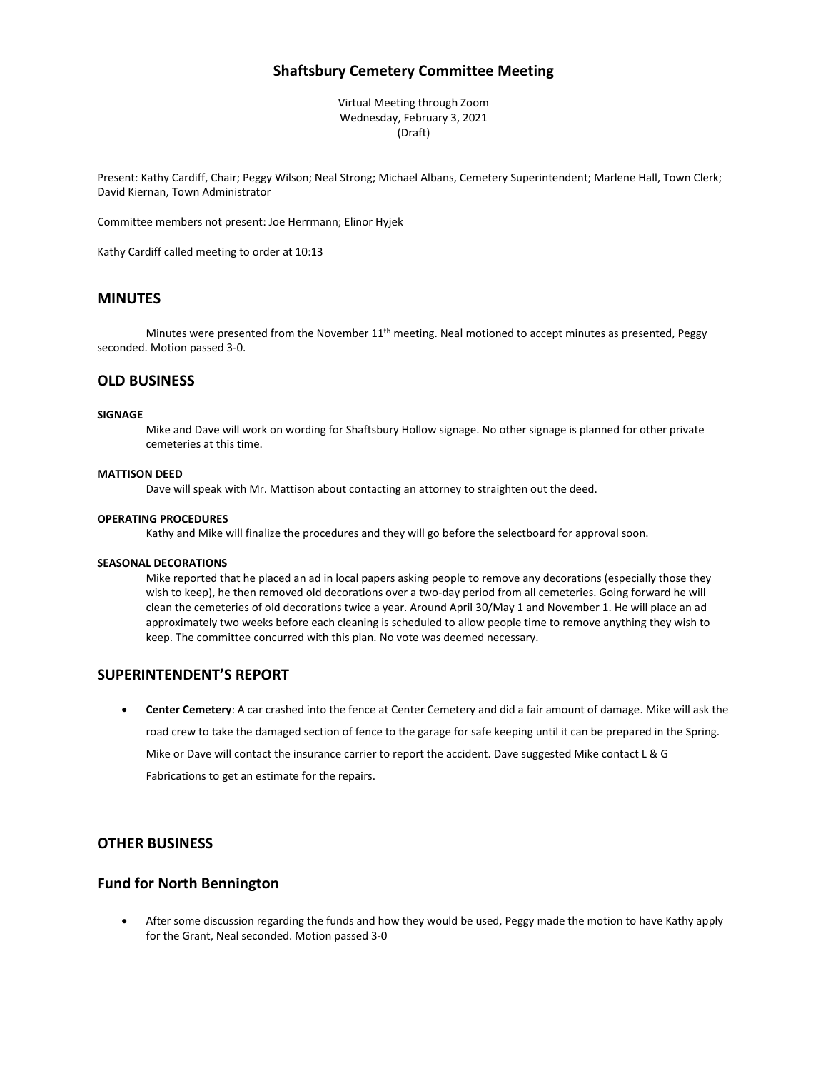# Shaftsbury Cemetery Committee Meeting

Virtual Meeting through Zoom
Wednesday, February 3, 2021
(Draft)

Present: Kathy Cardiff, Chair; Peggy Wilson; Neal Strong; Michael Albans, Cemetery Superintendent; Marlene Hall, Town Clerk; David Kiernan, Town Administrator

Committee members not present: Joe Herrmann; Elinor Hyjek

Kathy Cardiff called meeting to order at 10:13

## MINUTES

Minutes were presented from the November 11th meeting. Neal motioned to accept minutes as presented, Peggy seconded. Motion passed 3-0.

## OLD BUSINESS

**SIGNAGE**

Mike and Dave will work on wording for Shaftsbury Hollow signage. No other signage is planned for other private cemeteries at this time.

**MATTISON DEED**

Dave will speak with Mr. Mattison about contacting an attorney to straighten out the deed.

**OPERATING PROCEDURES**

Kathy and Mike will finalize the procedures and they will go before the selectboard for approval soon.

**SEASONAL DECORATIONS**

Mike reported that he placed an ad in local papers asking people to remove any decorations (especially those they wish to keep), he then removed old decorations over a two-day period from all cemeteries. Going forward he will clean the cemeteries of old decorations twice a year. Around April 30/May 1 and November 1. He will place an ad approximately two weeks before each cleaning is scheduled to allow people time to remove anything they wish to keep. The committee concurred with this plan. No vote was deemed necessary.

## SUPERINTENDENT'S REPORT

- **Center Cemetery**: A car crashed into the fence at Center Cemetery and did a fair amount of damage. Mike will ask the road crew to take the damaged section of fence to the garage for safe keeping until it can be prepared in the Spring. Mike or Dave will contact the insurance carrier to report the accident. Dave suggested Mike contact L & G Fabrications to get an estimate for the repairs.

## OTHER BUSINESS

## Fund for North Bennington

- After some discussion regarding the funds and how they would be used, Peggy made the motion to have Kathy apply for the Grant, Neal seconded. Motion passed 3-0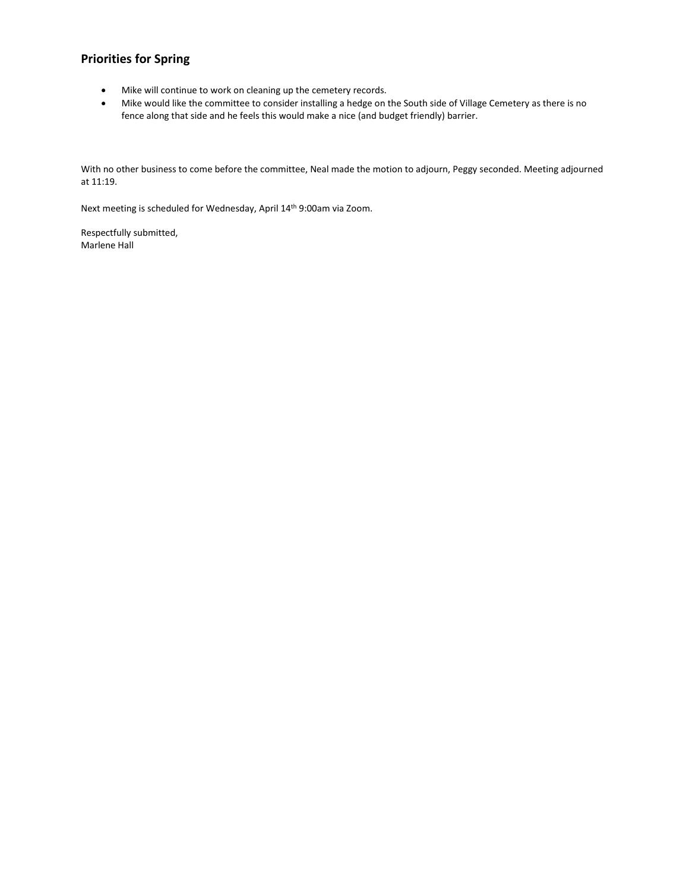## Priorities for Spring

- Mike will continue to work on cleaning up the cemetery records.
- Mike would like the committee to consider installing a hedge on the South side of Village Cemetery as there is no fence along that side and he feels this would make a nice (and budget friendly) barrier.

With no other business to come before the committee, Neal made the motion to adjourn, Peggy seconded. Meeting adjourned at 11:19.

Next meeting is scheduled for Wednesday, April 14th 9:00am via Zoom.

Respectfully submitted,
Marlene Hall